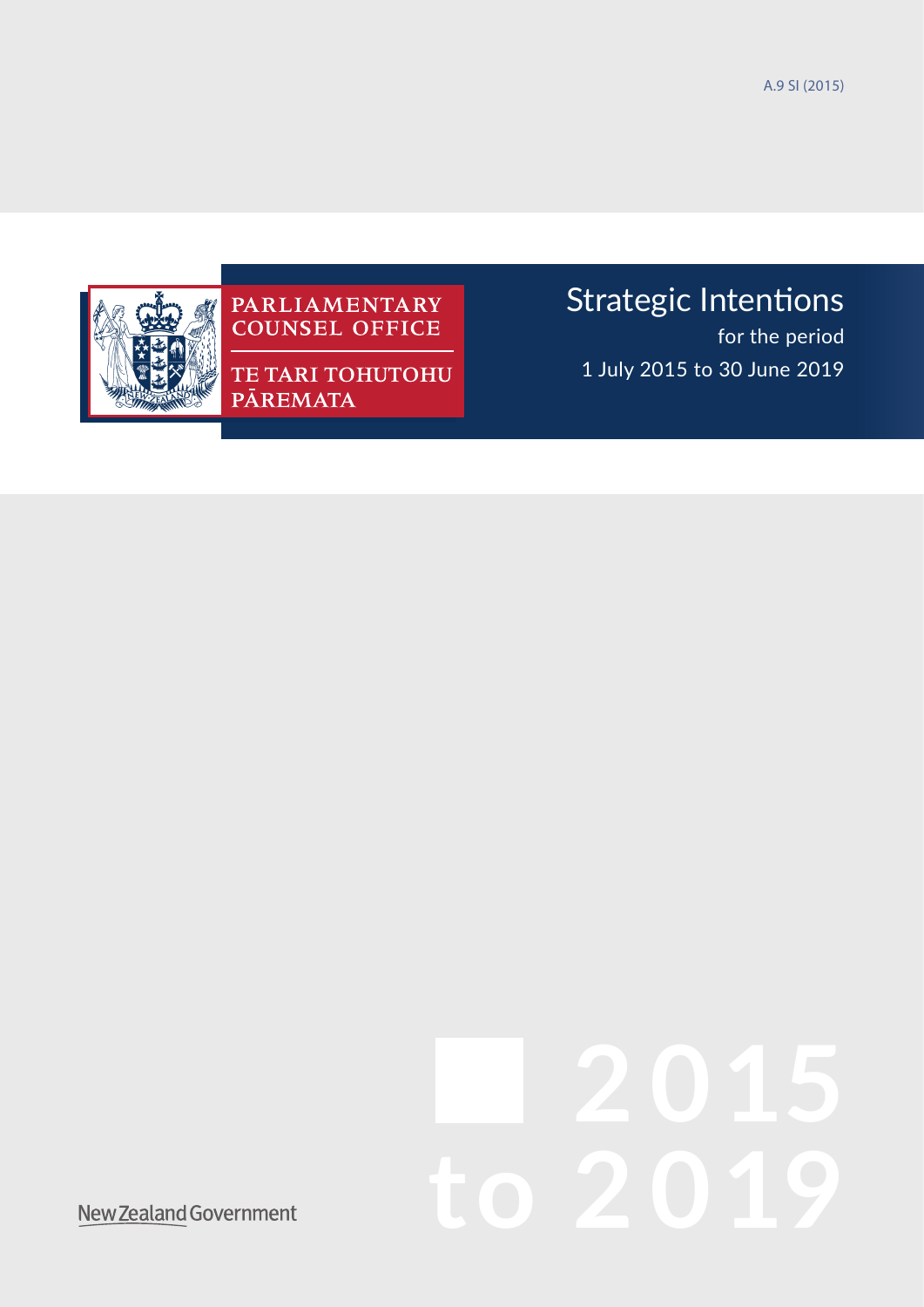A.9 SI (2015)

PARLIAMENTARY COUNSEL OFFICE

TE TARI TOHUTOHU PĀREMATA

# Strategic Intentions

for the period

1 July 2015 to 30 June 2019

2015 to 2019

New Zealand Government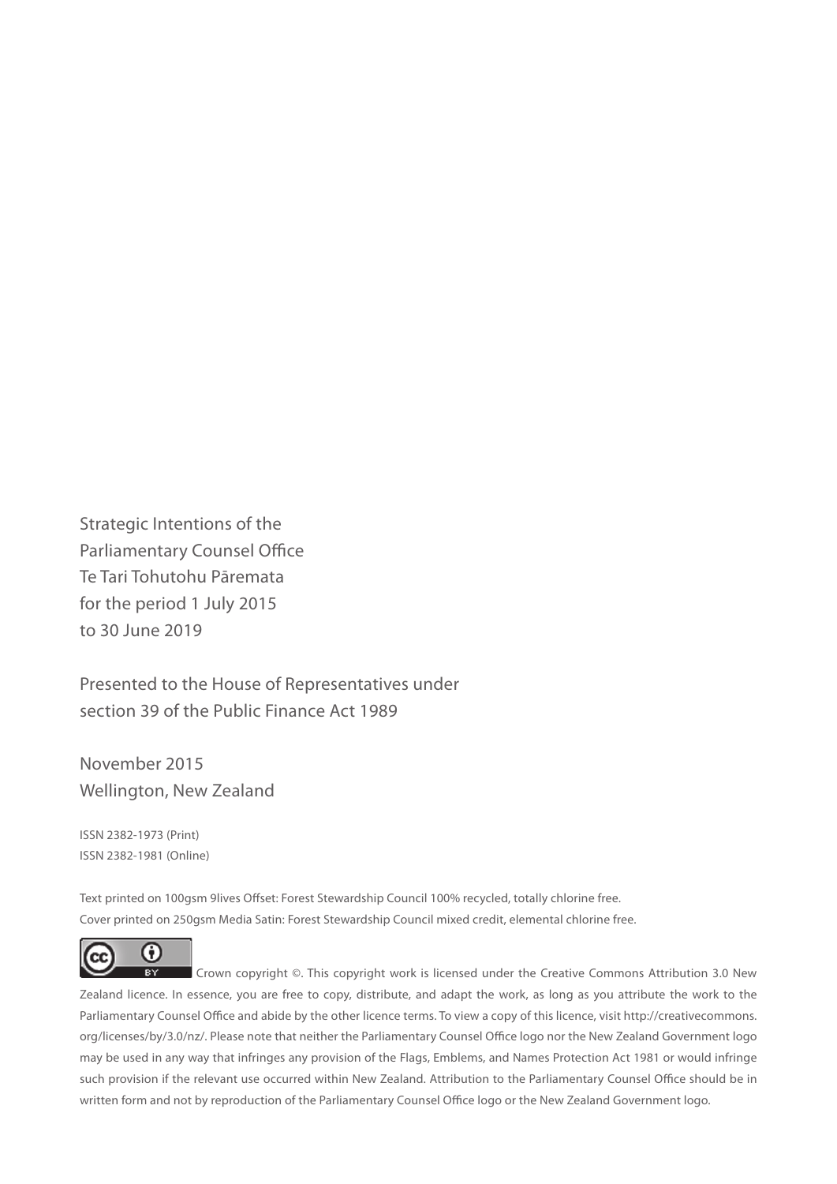Strategic Intentions of the
Parliamentary Counsel Office
Te Tari Tohutohu Pāremata
for the period 1 July 2015
to 30 June 2019

Presented to the House of Representatives under
section 39 of the Public Finance Act 1989

November 2015
Wellington, New Zealand

ISSN 2382-1973 (Print)
ISSN 2382-1981 (Online)

Text printed on 100gsm 9lives Offset: Forest Stewardship Council 100% recycled, totally chlorine free.
Cover printed on 250gsm Media Satin: Forest Stewardship Council mixed credit, elemental chlorine free.

Crown copyright ©. This copyright work is licensed under the Creative Commons Attribution 3.0 New Zealand licence. In essence, you are free to copy, distribute, and adapt the work, as long as you attribute the work to the Parliamentary Counsel Office and abide by the other licence terms. To view a copy of this licence, visit http://creativecommons.org/licenses/by/3.0/nz/. Please note that neither the Parliamentary Counsel Office logo nor the New Zealand Government logo may be used in any way that infringes any provision of the Flags, Emblems, and Names Protection Act 1981 or would infringe such provision if the relevant use occurred within New Zealand. Attribution to the Parliamentary Counsel Office should be in written form and not by reproduction of the Parliamentary Counsel Office logo or the New Zealand Government logo.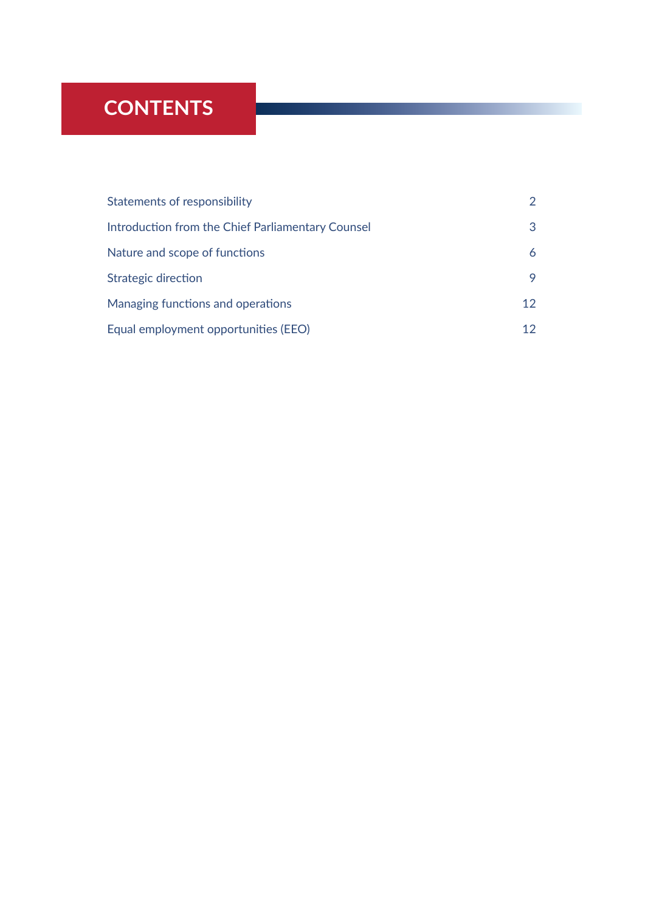# CONTENTS

| | |
|---|---|
| Statements of responsibility | 2 |
| Introduction from the Chief Parliamentary Counsel | 3 |
| Nature and scope of functions | 6 |
| Strategic direction | 9 |
| Managing functions and operations | 12 |
| Equal employment opportunities (EEO) | 12 |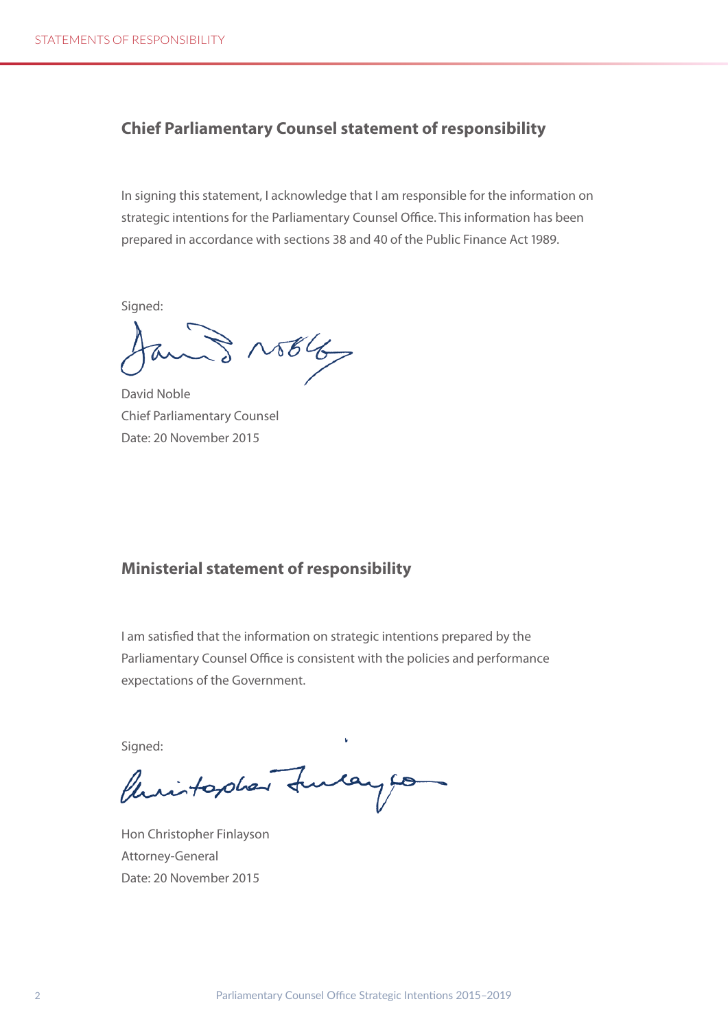## Chief Parliamentary Counsel statement of responsibility

In signing this statement, I acknowledge that I am responsible for the information on strategic intentions for the Parliamentary Counsel Office. This information has been prepared in accordance with sections 38 and 40 of the Public Finance Act 1989.

Signed:

David Noble
Chief Parliamentary Counsel
Date: 20 November 2015

## Ministerial statement of responsibility

I am satisfied that the information on strategic intentions prepared by the Parliamentary Counsel Office is consistent with the policies and performance expectations of the Government.

Signed:

Hon Christopher Finlayson
Attorney-General
Date: 20 November 2015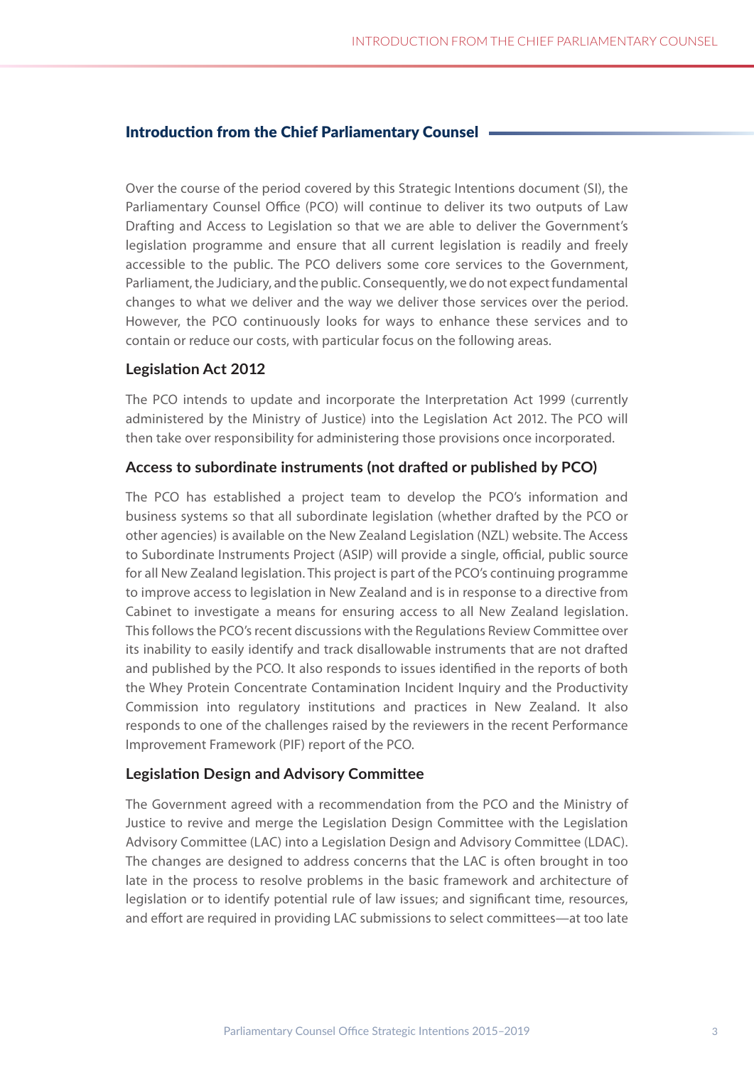## Introduction from the Chief Parliamentary Counsel

Over the course of the period covered by this Strategic Intentions document (SI), the Parliamentary Counsel Office (PCO) will continue to deliver its two outputs of Law Drafting and Access to Legislation so that we are able to deliver the Government's legislation programme and ensure that all current legislation is readily and freely accessible to the public. The PCO delivers some core services to the Government, Parliament, the Judiciary, and the public. Consequently, we do not expect fundamental changes to what we deliver and the way we deliver those services over the period. However, the PCO continuously looks for ways to enhance these services and to contain or reduce our costs, with particular focus on the following areas.

### Legislation Act 2012

The PCO intends to update and incorporate the Interpretation Act 1999 (currently administered by the Ministry of Justice) into the Legislation Act 2012. The PCO will then take over responsibility for administering those provisions once incorporated.

### Access to subordinate instruments (not drafted or published by PCO)

The PCO has established a project team to develop the PCO's information and business systems so that all subordinate legislation (whether drafted by the PCO or other agencies) is available on the New Zealand Legislation (NZL) website. The Access to Subordinate Instruments Project (ASIP) will provide a single, official, public source for all New Zealand legislation. This project is part of the PCO's continuing programme to improve access to legislation in New Zealand and is in response to a directive from Cabinet to investigate a means for ensuring access to all New Zealand legislation. This follows the PCO's recent discussions with the Regulations Review Committee over its inability to easily identify and track disallowable instruments that are not drafted and published by the PCO. It also responds to issues identified in the reports of both the Whey Protein Concentrate Contamination Incident Inquiry and the Productivity Commission into regulatory institutions and practices in New Zealand. It also responds to one of the challenges raised by the reviewers in the recent Performance Improvement Framework (PIF) report of the PCO.

### Legislation Design and Advisory Committee

The Government agreed with a recommendation from the PCO and the Ministry of Justice to revive and merge the Legislation Design Committee with the Legislation Advisory Committee (LAC) into a Legislation Design and Advisory Committee (LDAC). The changes are designed to address concerns that the LAC is often brought in too late in the process to resolve problems in the basic framework and architecture of legislation or to identify potential rule of law issues; and significant time, resources, and effort are required in providing LAC submissions to select committees—at too late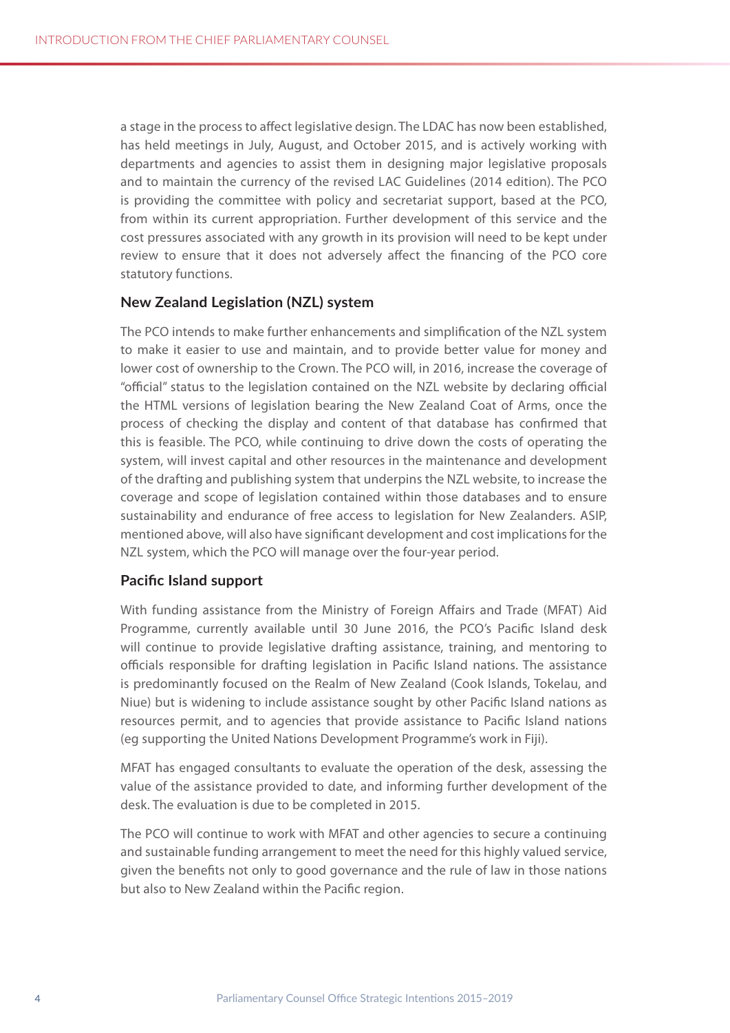a stage in the process to affect legislative design. The LDAC has now been established, has held meetings in July, August, and October 2015, and is actively working with departments and agencies to assist them in designing major legislative proposals and to maintain the currency of the revised LAC Guidelines (2014 edition). The PCO is providing the committee with policy and secretariat support, based at the PCO, from within its current appropriation. Further development of this service and the cost pressures associated with any growth in its provision will need to be kept under review to ensure that it does not adversely affect the financing of the PCO core statutory functions.

### New Zealand Legislation (NZL) system

The PCO intends to make further enhancements and simplification of the NZL system to make it easier to use and maintain, and to provide better value for money and lower cost of ownership to the Crown. The PCO will, in 2016, increase the coverage of "official" status to the legislation contained on the NZL website by declaring official the HTML versions of legislation bearing the New Zealand Coat of Arms, once the process of checking the display and content of that database has confirmed that this is feasible. The PCO, while continuing to drive down the costs of operating the system, will invest capital and other resources in the maintenance and development of the drafting and publishing system that underpins the NZL website, to increase the coverage and scope of legislation contained within those databases and to ensure sustainability and endurance of free access to legislation for New Zealanders. ASIP, mentioned above, will also have significant development and cost implications for the NZL system, which the PCO will manage over the four-year period.

### Pacific Island support

With funding assistance from the Ministry of Foreign Affairs and Trade (MFAT) Aid Programme, currently available until 30 June 2016, the PCO's Pacific Island desk will continue to provide legislative drafting assistance, training, and mentoring to officials responsible for drafting legislation in Pacific Island nations. The assistance is predominantly focused on the Realm of New Zealand (Cook Islands, Tokelau, and Niue) but is widening to include assistance sought by other Pacific Island nations as resources permit, and to agencies that provide assistance to Pacific Island nations (eg supporting the United Nations Development Programme's work in Fiji).

MFAT has engaged consultants to evaluate the operation of the desk, assessing the value of the assistance provided to date, and informing further development of the desk. The evaluation is due to be completed in 2015.

The PCO will continue to work with MFAT and other agencies to secure a continuing and sustainable funding arrangement to meet the need for this highly valued service, given the benefits not only to good governance and the rule of law in those nations but also to New Zealand within the Pacific region.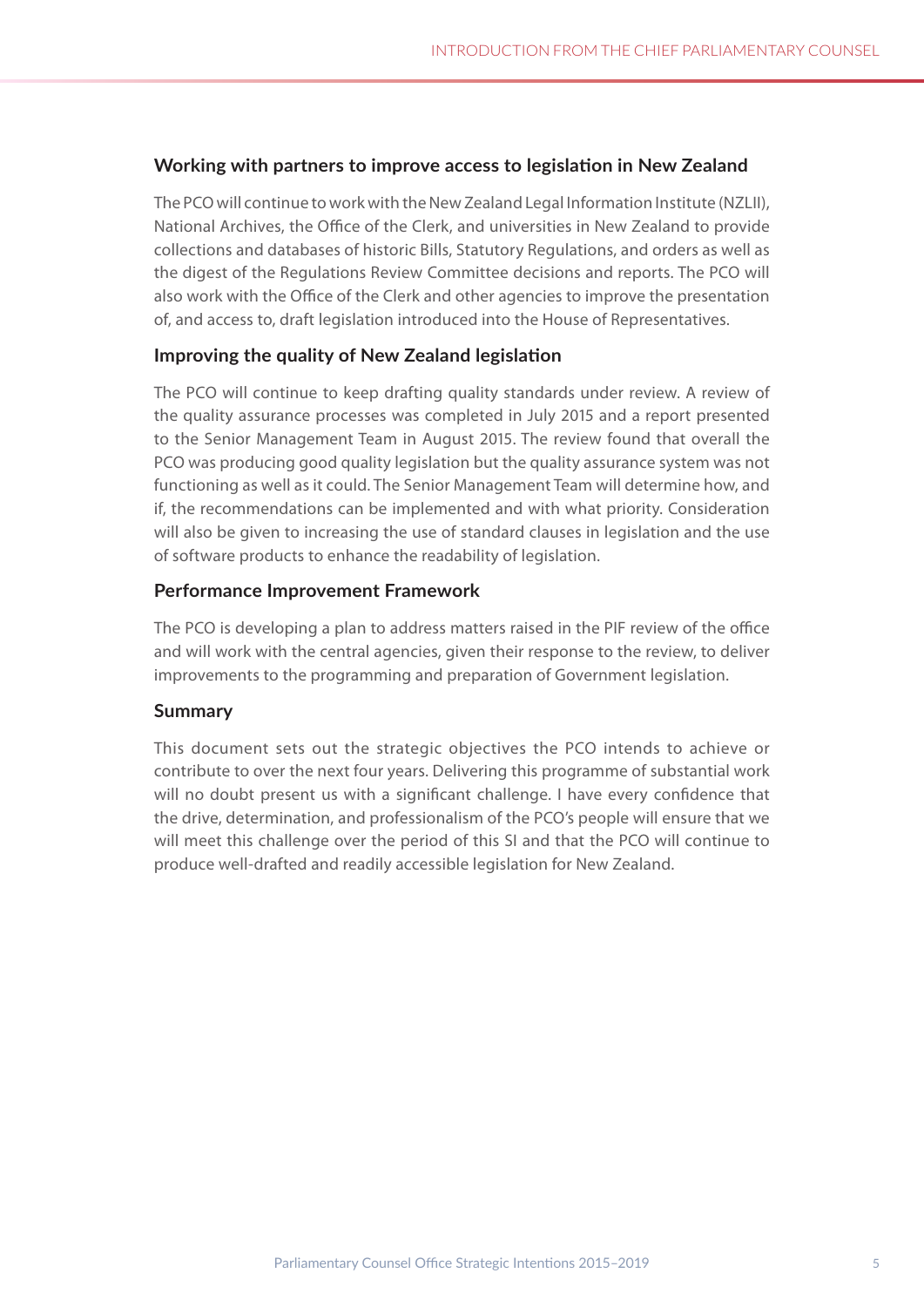### Working with partners to improve access to legislation in New Zealand

The PCO will continue to work with the New Zealand Legal Information Institute (NZLII), National Archives, the Office of the Clerk, and universities in New Zealand to provide collections and databases of historic Bills, Statutory Regulations, and orders as well as the digest of the Regulations Review Committee decisions and reports. The PCO will also work with the Office of the Clerk and other agencies to improve the presentation of, and access to, draft legislation introduced into the House of Representatives.

### Improving the quality of New Zealand legislation

The PCO will continue to keep drafting quality standards under review. A review of the quality assurance processes was completed in July 2015 and a report presented to the Senior Management Team in August 2015. The review found that overall the PCO was producing good quality legislation but the quality assurance system was not functioning as well as it could. The Senior Management Team will determine how, and if, the recommendations can be implemented and with what priority. Consideration will also be given to increasing the use of standard clauses in legislation and the use of software products to enhance the readability of legislation.

### Performance Improvement Framework

The PCO is developing a plan to address matters raised in the PIF review of the office and will work with the central agencies, given their response to the review, to deliver improvements to the programming and preparation of Government legislation.

### Summary

This document sets out the strategic objectives the PCO intends to achieve or contribute to over the next four years. Delivering this programme of substantial work will no doubt present us with a significant challenge. I have every confidence that the drive, determination, and professionalism of the PCO's people will ensure that we will meet this challenge over the period of this SI and that the PCO will continue to produce well-drafted and readily accessible legislation for New Zealand.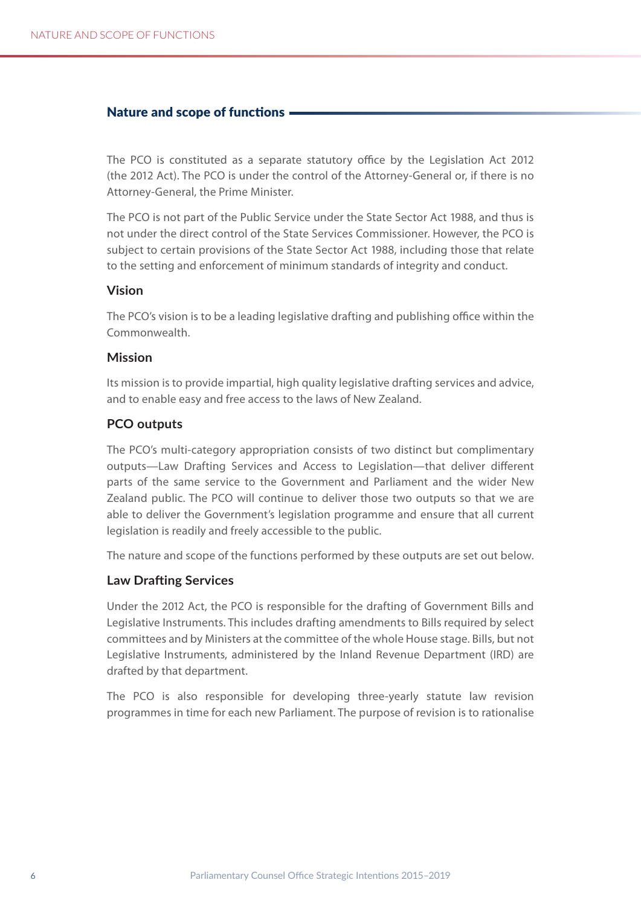## Nature and scope of functions

The PCO is constituted as a separate statutory office by the Legislation Act 2012 (the 2012 Act). The PCO is under the control of the Attorney-General or, if there is no Attorney-General, the Prime Minister.

The PCO is not part of the Public Service under the State Sector Act 1988, and thus is not under the direct control of the State Services Commissioner. However, the PCO is subject to certain provisions of the State Sector Act 1988, including those that relate to the setting and enforcement of minimum standards of integrity and conduct.

### Vision

The PCO's vision is to be a leading legislative drafting and publishing office within the Commonwealth.

### Mission

Its mission is to provide impartial, high quality legislative drafting services and advice, and to enable easy and free access to the laws of New Zealand.

### PCO outputs

The PCO's multi-category appropriation consists of two distinct but complimentary outputs—Law Drafting Services and Access to Legislation—that deliver different parts of the same service to the Government and Parliament and the wider New Zealand public. The PCO will continue to deliver those two outputs so that we are able to deliver the Government's legislation programme and ensure that all current legislation is readily and freely accessible to the public.

The nature and scope of the functions performed by these outputs are set out below.

### Law Drafting Services

Under the 2012 Act, the PCO is responsible for the drafting of Government Bills and Legislative Instruments. This includes drafting amendments to Bills required by select committees and by Ministers at the committee of the whole House stage. Bills, but not Legislative Instruments, administered by the Inland Revenue Department (IRD) are drafted by that department.

The PCO is also responsible for developing three-yearly statute law revision programmes in time for each new Parliament. The purpose of revision is to rationalise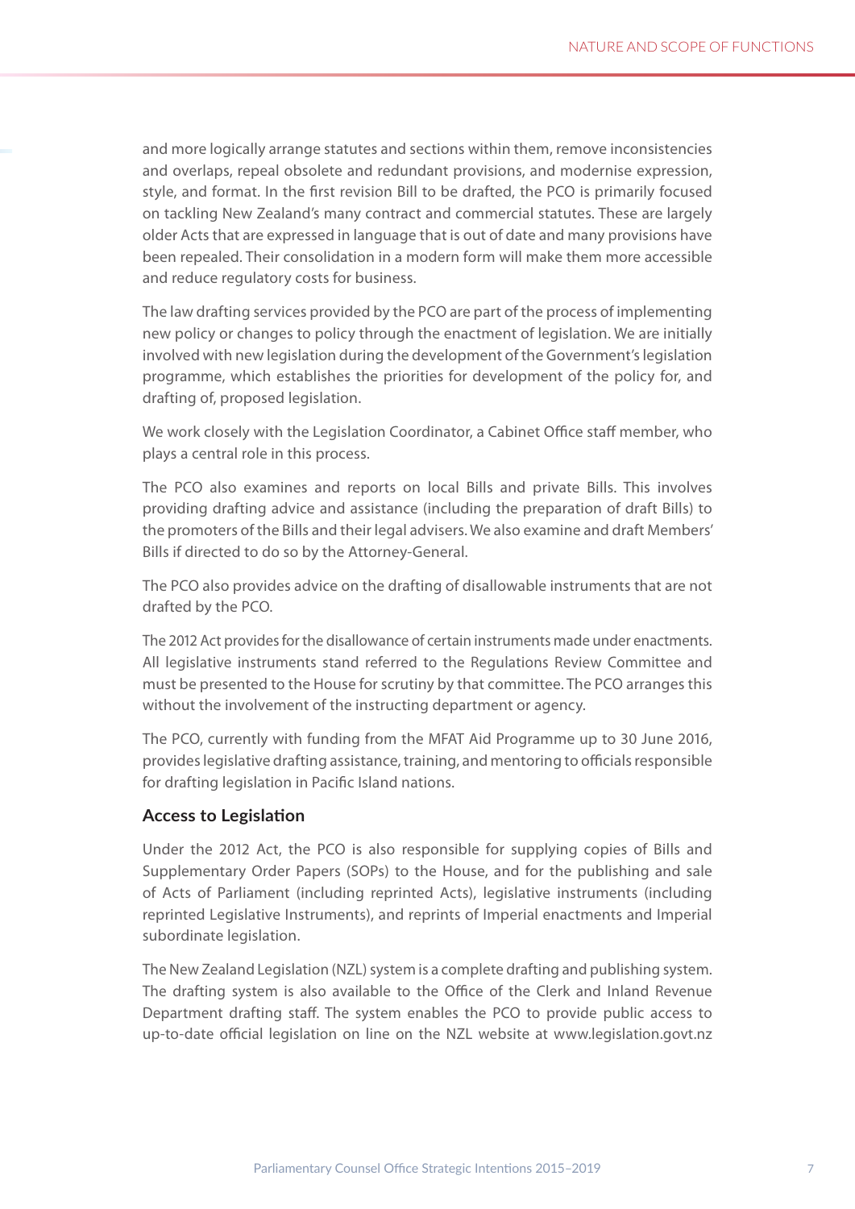and more logically arrange statutes and sections within them, remove inconsistencies and overlaps, repeal obsolete and redundant provisions, and modernise expression, style, and format. In the first revision Bill to be drafted, the PCO is primarily focused on tackling New Zealand's many contract and commercial statutes. These are largely older Acts that are expressed in language that is out of date and many provisions have been repealed. Their consolidation in a modern form will make them more accessible and reduce regulatory costs for business.

The law drafting services provided by the PCO are part of the process of implementing new policy or changes to policy through the enactment of legislation. We are initially involved with new legislation during the development of the Government's legislation programme, which establishes the priorities for development of the policy for, and drafting of, proposed legislation.

We work closely with the Legislation Coordinator, a Cabinet Office staff member, who plays a central role in this process.

The PCO also examines and reports on local Bills and private Bills. This involves providing drafting advice and assistance (including the preparation of draft Bills) to the promoters of the Bills and their legal advisers. We also examine and draft Members' Bills if directed to do so by the Attorney-General.

The PCO also provides advice on the drafting of disallowable instruments that are not drafted by the PCO.

The 2012 Act provides for the disallowance of certain instruments made under enactments. All legislative instruments stand referred to the Regulations Review Committee and must be presented to the House for scrutiny by that committee. The PCO arranges this without the involvement of the instructing department or agency.

The PCO, currently with funding from the MFAT Aid Programme up to 30 June 2016, provides legislative drafting assistance, training, and mentoring to officials responsible for drafting legislation in Pacific Island nations.

### Access to Legislation

Under the 2012 Act, the PCO is also responsible for supplying copies of Bills and Supplementary Order Papers (SOPs) to the House, and for the publishing and sale of Acts of Parliament (including reprinted Acts), legislative instruments (including reprinted Legislative Instruments), and reprints of Imperial enactments and Imperial subordinate legislation.

The New Zealand Legislation (NZL) system is a complete drafting and publishing system. The drafting system is also available to the Office of the Clerk and Inland Revenue Department drafting staff. The system enables the PCO to provide public access to up-to-date official legislation on line on the NZL website at www.legislation.govt.nz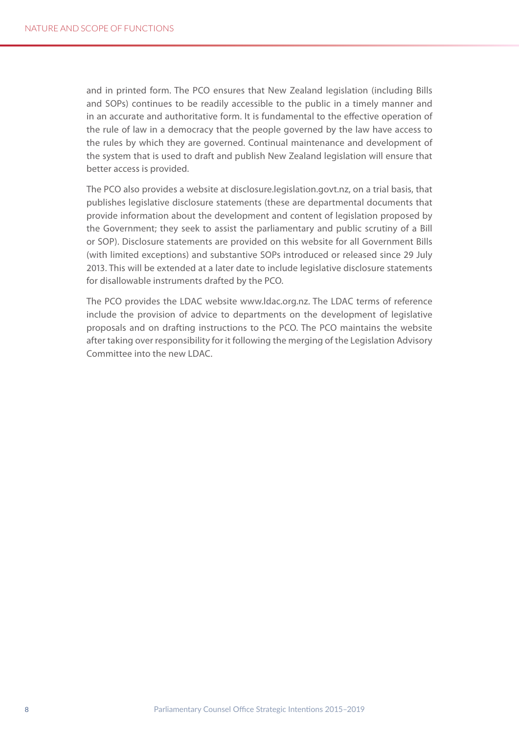and in printed form. The PCO ensures that New Zealand legislation (including Bills and SOPs) continues to be readily accessible to the public in a timely manner and in an accurate and authoritative form. It is fundamental to the effective operation of the rule of law in a democracy that the people governed by the law have access to the rules by which they are governed. Continual maintenance and development of the system that is used to draft and publish New Zealand legislation will ensure that better access is provided.

The PCO also provides a website at disclosure.legislation.govt.nz, on a trial basis, that publishes legislative disclosure statements (these are departmental documents that provide information about the development and content of legislation proposed by the Government; they seek to assist the parliamentary and public scrutiny of a Bill or SOP). Disclosure statements are provided on this website for all Government Bills (with limited exceptions) and substantive SOPs introduced or released since 29 July 2013. This will be extended at a later date to include legislative disclosure statements for disallowable instruments drafted by the PCO.

The PCO provides the LDAC website www.ldac.org.nz. The LDAC terms of reference include the provision of advice to departments on the development of legislative proposals and on drafting instructions to the PCO. The PCO maintains the website after taking over responsibility for it following the merging of the Legislation Advisory Committee into the new LDAC.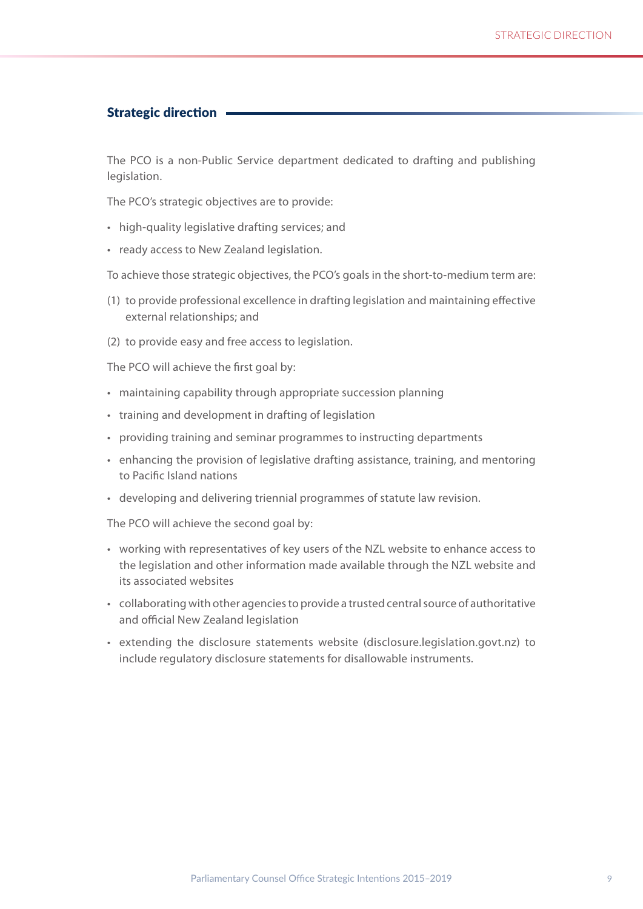## Strategic direction

The PCO is a non-Public Service department dedicated to drafting and publishing legislation.

The PCO's strategic objectives are to provide:

- high-quality legislative drafting services; and
- ready access to New Zealand legislation.

To achieve those strategic objectives, the PCO's goals in the short-to-medium term are:

(1) to provide professional excellence in drafting legislation and maintaining effective external relationships; and

(2) to provide easy and free access to legislation.

The PCO will achieve the first goal by:

- maintaining capability through appropriate succession planning
- training and development in drafting of legislation
- providing training and seminar programmes to instructing departments
- enhancing the provision of legislative drafting assistance, training, and mentoring to Pacific Island nations
- developing and delivering triennial programmes of statute law revision.

The PCO will achieve the second goal by:

- working with representatives of key users of the NZL website to enhance access to the legislation and other information made available through the NZL website and its associated websites
- collaborating with other agencies to provide a trusted central source of authoritative and official New Zealand legislation
- extending the disclosure statements website (disclosure.legislation.govt.nz) to include regulatory disclosure statements for disallowable instruments.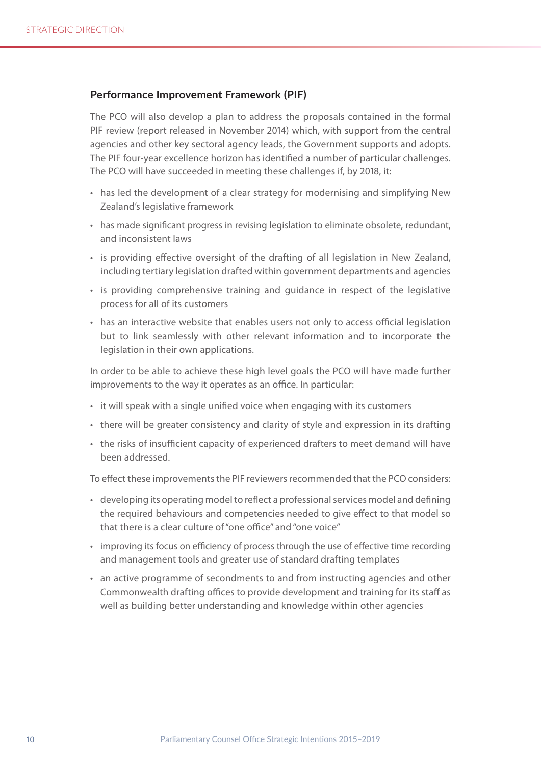### Performance Improvement Framework (PIF)

The PCO will also develop a plan to address the proposals contained in the formal PIF review (report released in November 2014) which, with support from the central agencies and other key sectoral agency leads, the Government supports and adopts. The PIF four-year excellence horizon has identified a number of particular challenges. The PCO will have succeeded in meeting these challenges if, by 2018, it:

- has led the development of a clear strategy for modernising and simplifying New Zealand's legislative framework
- has made significant progress in revising legislation to eliminate obsolete, redundant, and inconsistent laws
- is providing effective oversight of the drafting of all legislation in New Zealand, including tertiary legislation drafted within government departments and agencies
- is providing comprehensive training and guidance in respect of the legislative process for all of its customers
- has an interactive website that enables users not only to access official legislation but to link seamlessly with other relevant information and to incorporate the legislation in their own applications.

In order to be able to achieve these high level goals the PCO will have made further improvements to the way it operates as an office. In particular:

- it will speak with a single unified voice when engaging with its customers
- there will be greater consistency and clarity of style and expression in its drafting
- the risks of insufficient capacity of experienced drafters to meet demand will have been addressed.

To effect these improvements the PIF reviewers recommended that the PCO considers:

- developing its operating model to reflect a professional services model and defining the required behaviours and competencies needed to give effect to that model so that there is a clear culture of "one office" and "one voice"
- improving its focus on efficiency of process through the use of effective time recording and management tools and greater use of standard drafting templates
- an active programme of secondments to and from instructing agencies and other Commonwealth drafting offices to provide development and training for its staff as well as building better understanding and knowledge within other agencies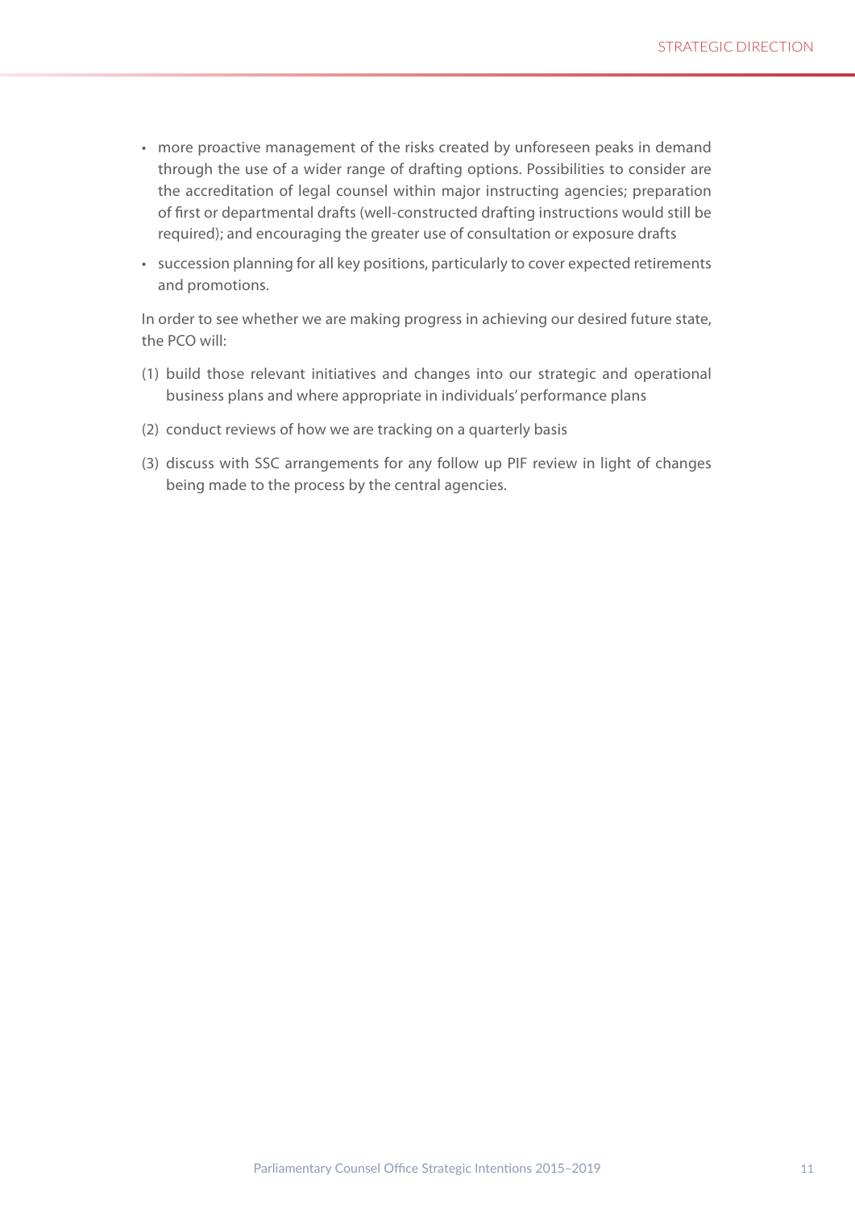- more proactive management of the risks created by unforeseen peaks in demand through the use of a wider range of drafting options. Possibilities to consider are the accreditation of legal counsel within major instructing agencies; preparation of first or departmental drafts (well-constructed drafting instructions would still be required); and encouraging the greater use of consultation or exposure drafts
- succession planning for all key positions, particularly to cover expected retirements and promotions.

In order to see whether we are making progress in achieving our desired future state, the PCO will:

(1) build those relevant initiatives and changes into our strategic and operational business plans and where appropriate in individuals' performance plans

(2) conduct reviews of how we are tracking on a quarterly basis

(3) discuss with SSC arrangements for any follow up PIF review in light of changes being made to the process by the central agencies.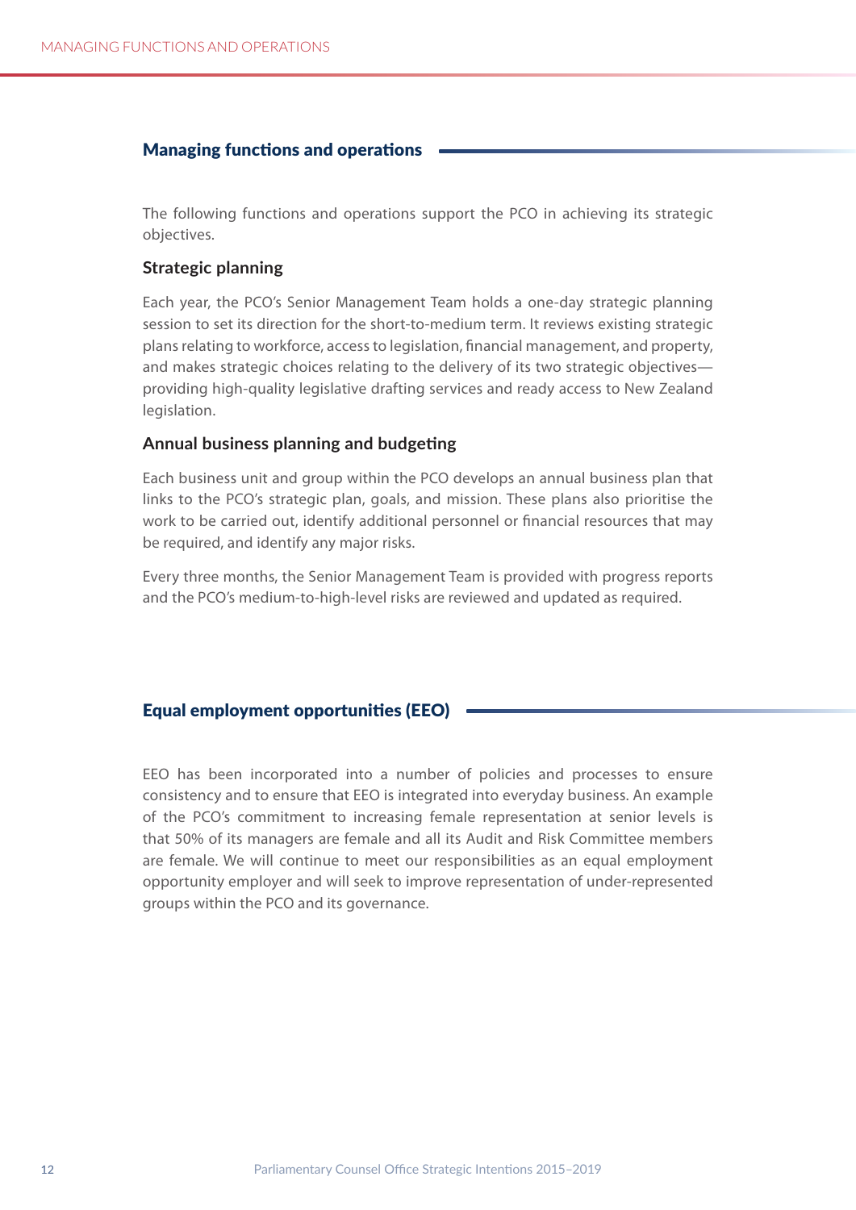## Managing functions and operations

The following functions and operations support the PCO in achieving its strategic objectives.

### Strategic planning

Each year, the PCO's Senior Management Team holds a one-day strategic planning session to set its direction for the short-to-medium term. It reviews existing strategic plans relating to workforce, access to legislation, financial management, and property, and makes strategic choices relating to the delivery of its two strategic objectives—providing high-quality legislative drafting services and ready access to New Zealand legislation.

### Annual business planning and budgeting

Each business unit and group within the PCO develops an annual business plan that links to the PCO's strategic plan, goals, and mission. These plans also prioritise the work to be carried out, identify additional personnel or financial resources that may be required, and identify any major risks.

Every three months, the Senior Management Team is provided with progress reports and the PCO's medium-to-high-level risks are reviewed and updated as required.

## Equal employment opportunities (EEO)

EEO has been incorporated into a number of policies and processes to ensure consistency and to ensure that EEO is integrated into everyday business. An example of the PCO's commitment to increasing female representation at senior levels is that 50% of its managers are female and all its Audit and Risk Committee members are female. We will continue to meet our responsibilities as an equal employment opportunity employer and will seek to improve representation of under-represented groups within the PCO and its governance.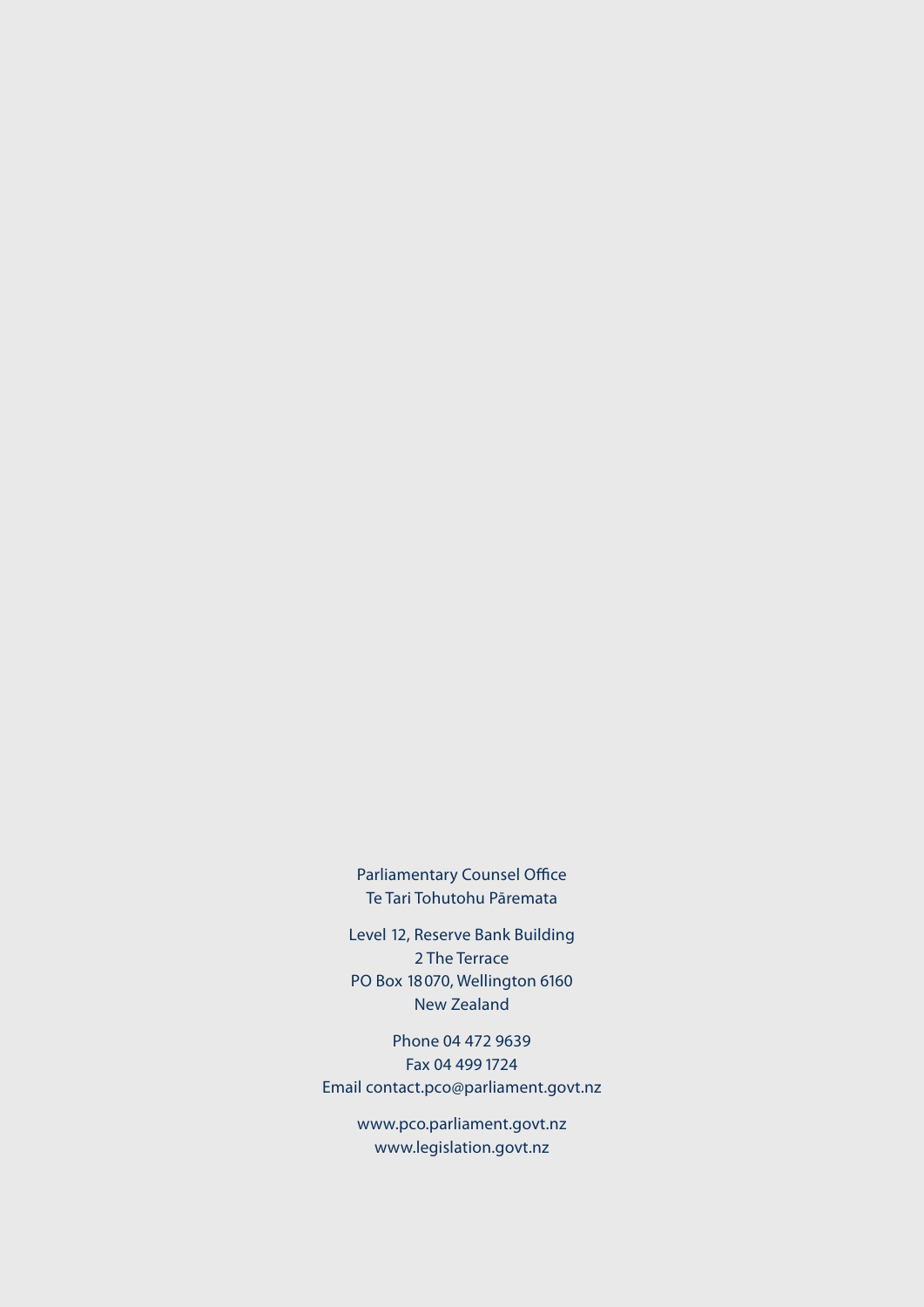Parliamentary Counsel Office
Te Tari Tohutohu Pāremata

Level 12, Reserve Bank Building
2 The Terrace
PO Box 18070, Wellington 6160
New Zealand

Phone 04 472 9639
Fax 04 499 1724
Email contact.pco@parliament.govt.nz

www.pco.parliament.govt.nz
www.legislation.govt.nz